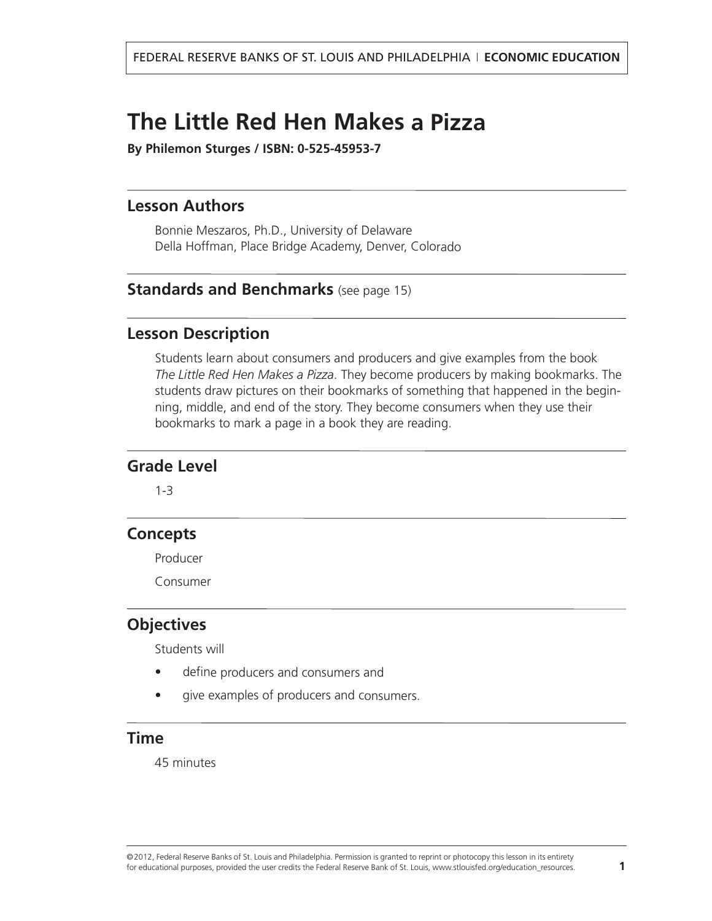FEDERAL RESERVE BANKS OF ST. LOUIS AND PHILADELPHIA | **ECONOMIC EDUCATION**

# The Little Red Hen Makes a Pizza

**By Philemon Sturges / ISBN: 0-525-45953-7**

## Lesson Authors

Bonnie Meszaros, Ph.D., University of Delaware
Della Hoffman, Place Bridge Academy, Denver, Colorado

## Standards and Benchmarks (see page 15)

## Lesson Description

Students learn about consumers and producers and give examples from the book *The Little Red Hen Makes a Pizza*. They become producers by making bookmarks. The students draw pictures on their bookmarks of something that happened in the beginning, middle, and end of the story. They become consumers when they use their bookmarks to mark a page in a book they are reading.

## Grade Level

1-3

## Concepts

Producer

Consumer

## Objectives

Students will

- define producers and consumers and
- give examples of producers and consumers.

## Time

45 minutes

©2012, Federal Reserve Banks of St. Louis and Philadelphia. Permission is granted to reprint or photocopy this lesson in its entirety for educational purposes, provided the user credits the Federal Reserve Bank of St. Louis, www.stlouisfed.org/education_resources.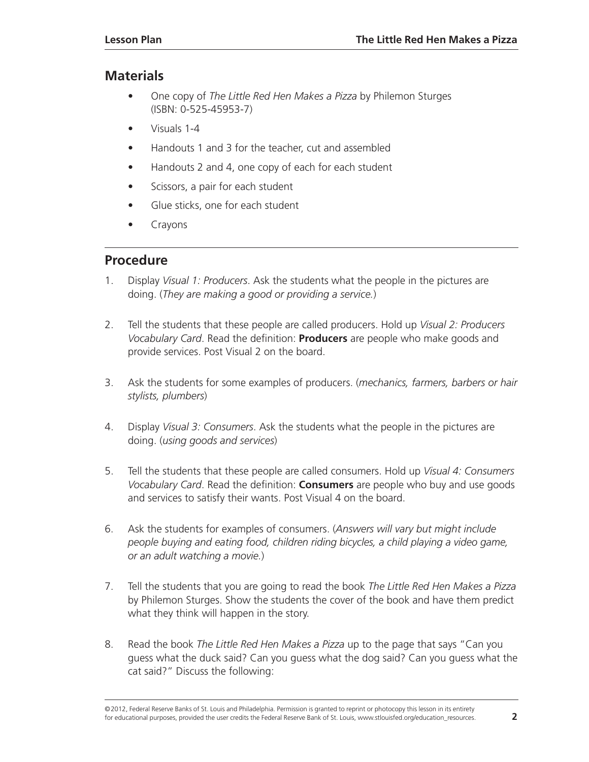## Materials

- One copy of *The Little Red Hen Makes a Pizza* by Philemon Sturges (ISBN: 0-525-45953-7)
- Visuals 1-4
- Handouts 1 and 3 for the teacher, cut and assembled
- Handouts 2 and 4, one copy of each for each student
- Scissors, a pair for each student
- Glue sticks, one for each student
- Crayons

## Procedure

1. Display *Visual 1: Producers*. Ask the students what the people in the pictures are doing. (*They are making a good or providing a service.*)
2. Tell the students that these people are called producers. Hold up *Visual 2: Producers Vocabulary Card*. Read the definition: **Producers** are people who make goods and provide services. Post Visual 2 on the board.
3. Ask the students for some examples of producers. (*mechanics, farmers, barbers or hair stylists, plumbers*)
4. Display *Visual 3: Consumers*. Ask the students what the people in the pictures are doing. (*using goods and services*)
5. Tell the students that these people are called consumers. Hold up *Visual 4: Consumers Vocabulary Card*. Read the definition: **Consumers** are people who buy and use goods and services to satisfy their wants. Post Visual 4 on the board.
6. Ask the students for examples of consumers. (*Answers will vary but might include people buying and eating food, children riding bicycles, a child playing a video game, or an adult watching a movie.*)
7. Tell the students that you are going to read the book *The Little Red Hen Makes a Pizza* by Philemon Sturges. Show the students the cover of the book and have them predict what they think will happen in the story.
8. Read the book *The Little Red Hen Makes a Pizza* up to the page that says "Can you guess what the duck said? Can you guess what the dog said? Can you guess what the cat said?" Discuss the following:

©2012, Federal Reserve Banks of St. Louis and Philadelphia. Permission is granted to reprint or photocopy this lesson in its entirety for educational purposes, provided the user credits the Federal Reserve Bank of St. Louis, www.stlouisfed.org/education_resources.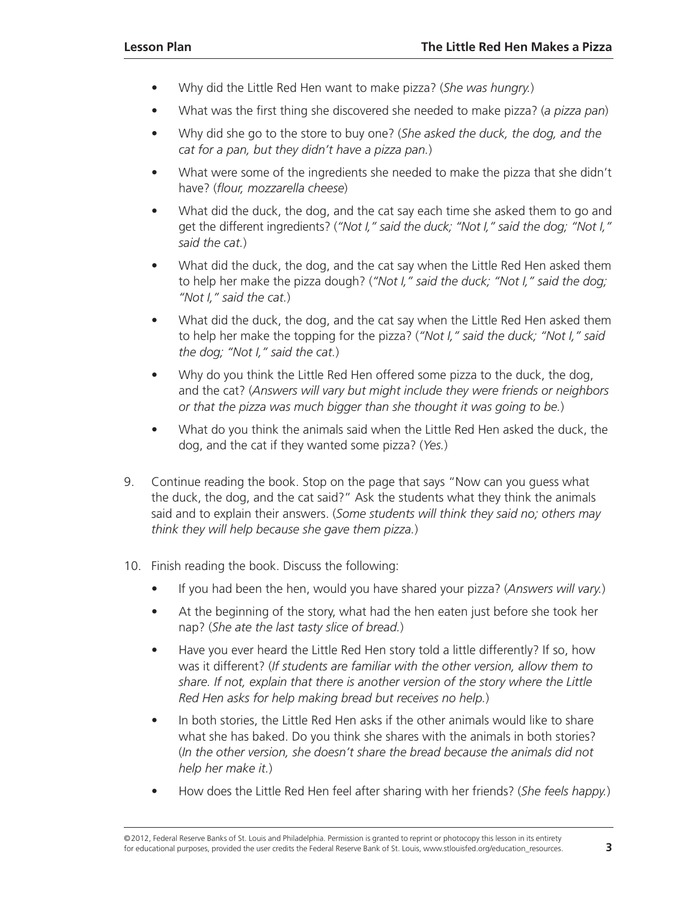- Why did the Little Red Hen want to make pizza? (*She was hungry.*)
- What was the first thing she discovered she needed to make pizza? (*a pizza pan*)
- Why did she go to the store to buy one? (*She asked the duck, the dog, and the cat for a pan, but they didn't have a pizza pan.*)
- What were some of the ingredients she needed to make the pizza that she didn't have? (*flour, mozzarella cheese*)
- What did the duck, the dog, and the cat say each time she asked them to go and get the different ingredients? (*"Not I," said the duck; "Not I," said the dog; "Not I," said the cat.*)
- What did the duck, the dog, and the cat say when the Little Red Hen asked them to help her make the pizza dough? (*"Not I," said the duck; "Not I," said the dog; "Not I," said the cat.*)
- What did the duck, the dog, and the cat say when the Little Red Hen asked them to help her make the topping for the pizza? (*"Not I," said the duck; "Not I," said the dog; "Not I," said the cat.*)
- Why do you think the Little Red Hen offered some pizza to the duck, the dog, and the cat? (*Answers will vary but might include they were friends or neighbors or that the pizza was much bigger than she thought it was going to be.*)
- What do you think the animals said when the Little Red Hen asked the duck, the dog, and the cat if they wanted some pizza? (*Yes.*)

9. Continue reading the book. Stop on the page that says "Now can you guess what the duck, the dog, and the cat said?" Ask the students what they think the animals said and to explain their answers. (*Some students will think they said no; others may think they will help because she gave them pizza.*)

10. Finish reading the book. Discuss the following:
    - If you had been the hen, would you have shared your pizza? (*Answers will vary.*)
    - At the beginning of the story, what had the hen eaten just before she took her nap? (*She ate the last tasty slice of bread.*)
    - Have you ever heard the Little Red Hen story told a little differently? If so, how was it different? (*If students are familiar with the other version, allow them to share. If not, explain that there is another version of the story where the Little Red Hen asks for help making bread but receives no help.*)
    - In both stories, the Little Red Hen asks if the other animals would like to share what she has baked. Do you think she shares with the animals in both stories? (*In the other version, she doesn't share the bread because the animals did not help her make it.*)
    - How does the Little Red Hen feel after sharing with her friends? (*She feels happy.*)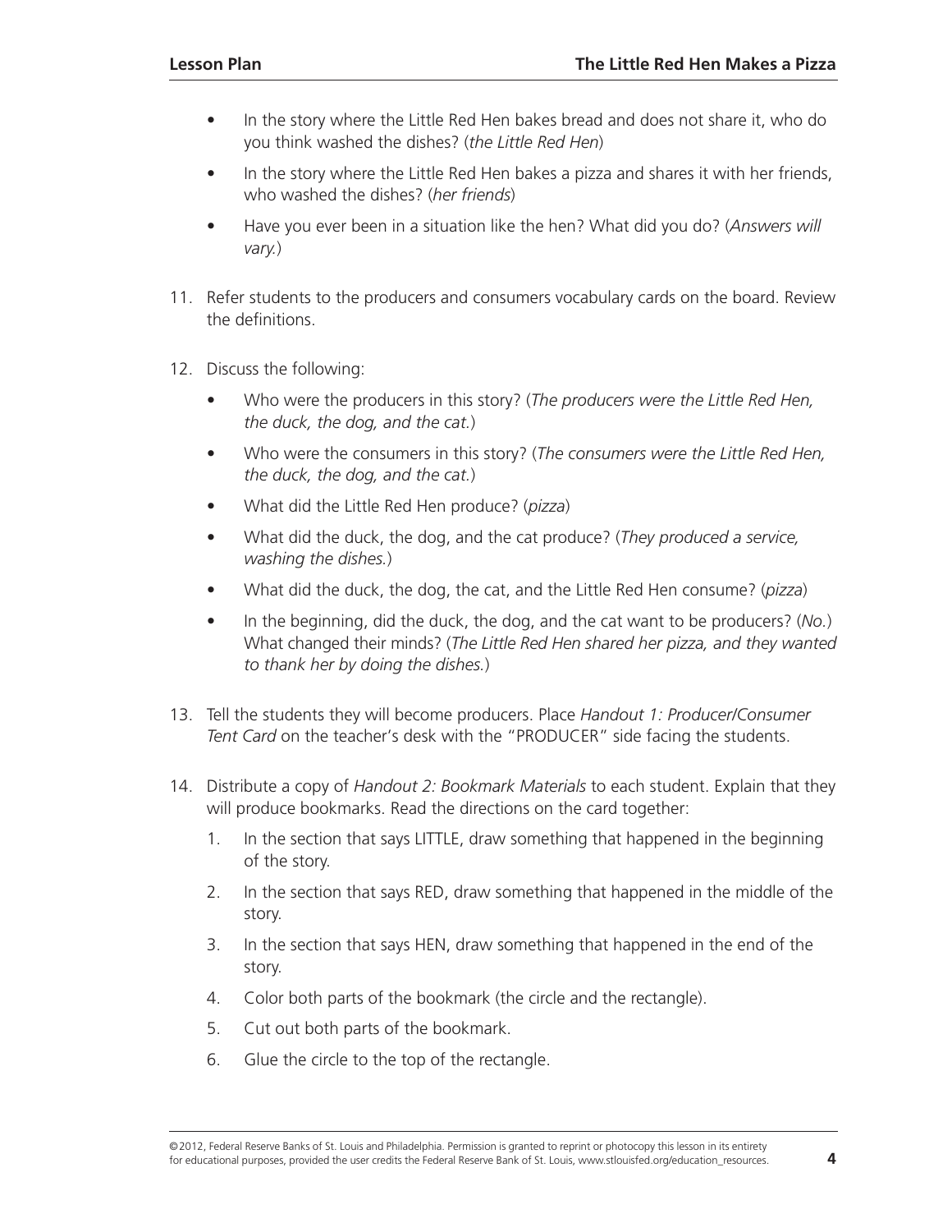- In the story where the Little Red Hen bakes bread and does not share it, who do you think washed the dishes? (*the Little Red Hen*)
- In the story where the Little Red Hen bakes a pizza and shares it with her friends, who washed the dishes? (*her friends*)
- Have you ever been in a situation like the hen? What did you do? (*Answers will vary.*)

11. Refer students to the producers and consumers vocabulary cards on the board. Review the definitions.

12. Discuss the following:

    - Who were the producers in this story? (*The producers were the Little Red Hen, the duck, the dog, and the cat.*)
    - Who were the consumers in this story? (*The consumers were the Little Red Hen, the duck, the dog, and the cat.*)
    - What did the Little Red Hen produce? (*pizza*)
    - What did the duck, the dog, and the cat produce? (*They produced a service, washing the dishes.*)
    - What did the duck, the dog, the cat, and the Little Red Hen consume? (*pizza*)
    - In the beginning, did the duck, the dog, and the cat want to be producers? (*No.*) What changed their minds? (*The Little Red Hen shared her pizza, and they wanted to thank her by doing the dishes.*)

13. Tell the students they will become producers. Place *Handout 1: Producer/Consumer Tent Card* on the teacher's desk with the "PRODUCER" side facing the students.

14. Distribute a copy of *Handout 2: Bookmark Materials* to each student. Explain that they will produce bookmarks. Read the directions on the card together:

    1. In the section that says LITTLE, draw something that happened in the beginning of the story.
    2. In the section that says RED, draw something that happened in the middle of the story.
    3. In the section that says HEN, draw something that happened in the end of the story.
    4. Color both parts of the bookmark (the circle and the rectangle).
    5. Cut out both parts of the bookmark.
    6. Glue the circle to the top of the rectangle.

©2012, Federal Reserve Banks of St. Louis and Philadelphia. Permission is granted to reprint or photocopy this lesson in its entirety for educational purposes, provided the user credits the Federal Reserve Bank of St. Louis, www.stlouisfed.org/education_resources.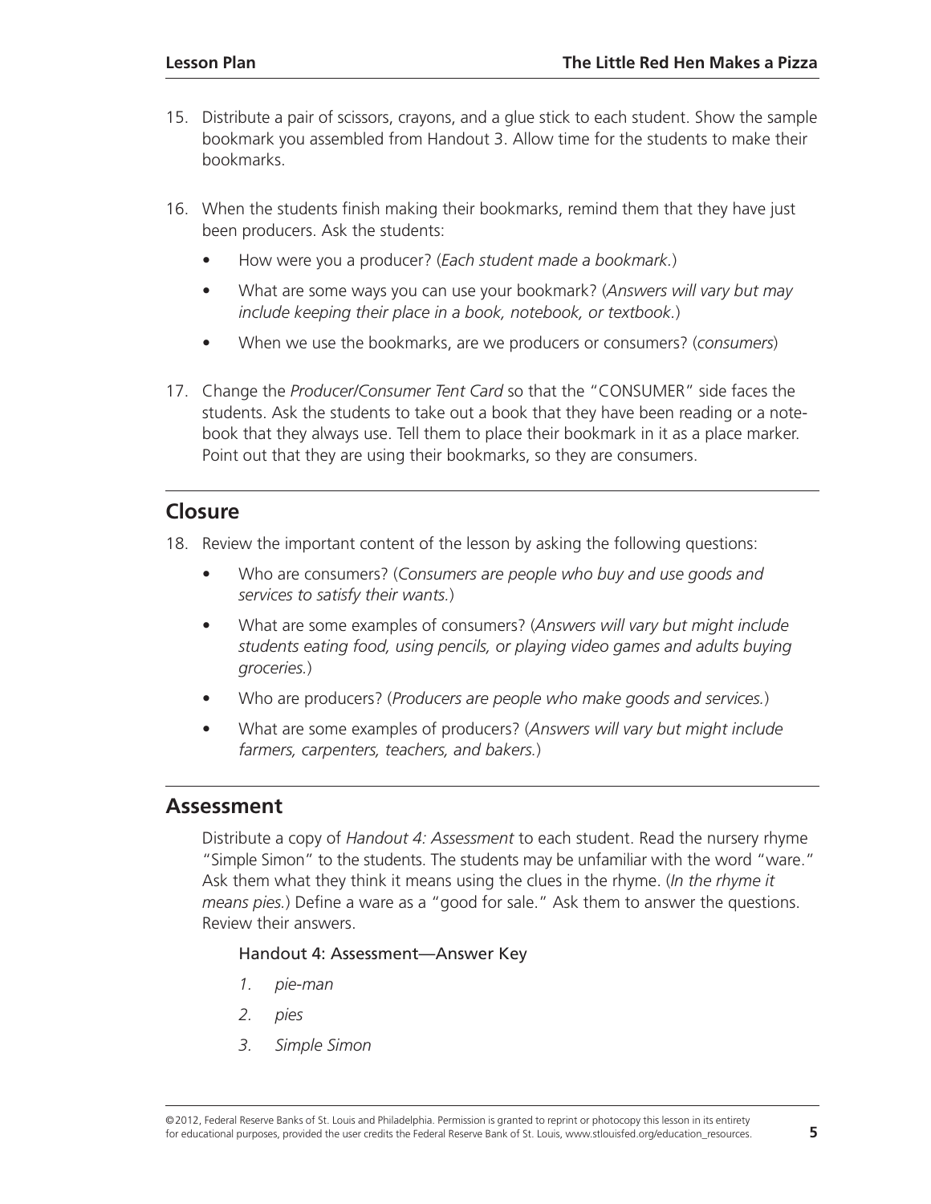15. Distribute a pair of scissors, crayons, and a glue stick to each student. Show the sample bookmark you assembled from Handout 3. Allow time for the students to make their bookmarks.

16. When the students finish making their bookmarks, remind them that they have just been producers. Ask the students:

    - How were you a producer? (*Each student made a bookmark.*)
    - What are some ways you can use your bookmark? (*Answers will vary but may include keeping their place in a book, notebook, or textbook.*)
    - When we use the bookmarks, are we producers or consumers? (*consumers*)

17. Change the *Producer/Consumer Tent Card* so that the "CONSUMER" side faces the students. Ask the students to take out a book that they have been reading or a notebook that they always use. Tell them to place their bookmark in it as a place marker. Point out that they are using their bookmarks, so they are consumers.

## Closure

18. Review the important content of the lesson by asking the following questions:

    - Who are consumers? (*Consumers are people who buy and use goods and services to satisfy their wants.*)
    - What are some examples of consumers? (*Answers will vary but might include students eating food, using pencils, or playing video games and adults buying groceries.*)
    - Who are producers? (*Producers are people who make goods and services.*)
    - What are some examples of producers? (*Answers will vary but might include farmers, carpenters, teachers, and bakers.*)

## Assessment

Distribute a copy of *Handout 4: Assessment* to each student. Read the nursery rhyme "Simple Simon" to the students. The students may be unfamiliar with the word "ware." Ask them what they think it means using the clues in the rhyme. (*In the rhyme it means pies.*) Define a ware as a "good for sale." Ask them to answer the questions. Review their answers.

Handout 4: Assessment—Answer Key

1. *pie-man*
2. *pies*
3. *Simple Simon*

©2012, Federal Reserve Banks of St. Louis and Philadelphia. Permission is granted to reprint or photocopy this lesson in its entirety for educational purposes, provided the user credits the Federal Reserve Bank of St. Louis, www.stlouisfed.org/education_resources.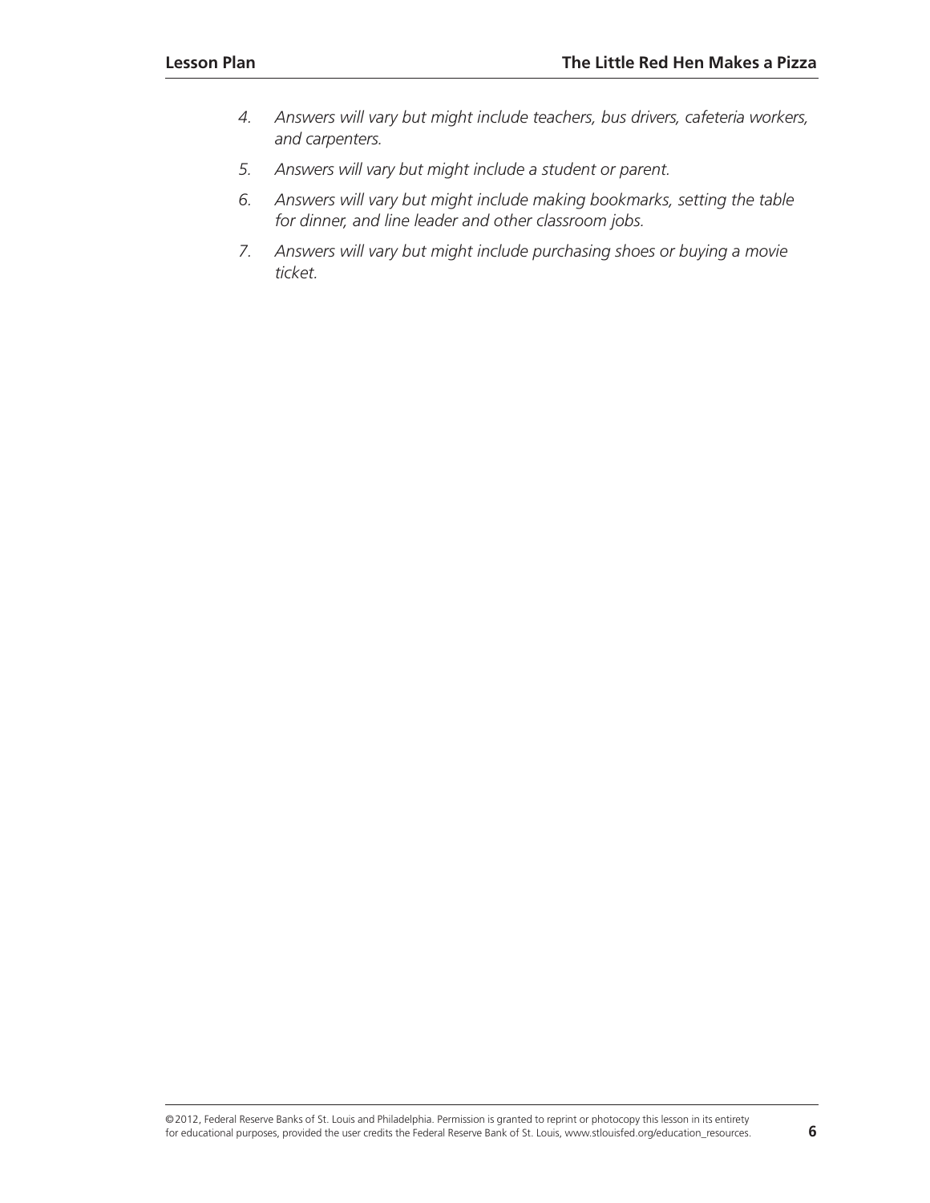4. *Answers will vary but might include teachers, bus drivers, cafeteria workers, and carpenters.*

5. *Answers will vary but might include a student or parent.*

6. *Answers will vary but might include making bookmarks, setting the table for dinner, and line leader and other classroom jobs.*

7. *Answers will vary but might include purchasing shoes or buying a movie ticket.*

©2012, Federal Reserve Banks of St. Louis and Philadelphia. Permission is granted to reprint or photocopy this lesson in its entirety for educational purposes, provided the user credits the Federal Reserve Bank of St. Louis, www.stlouisfed.org/education_resources.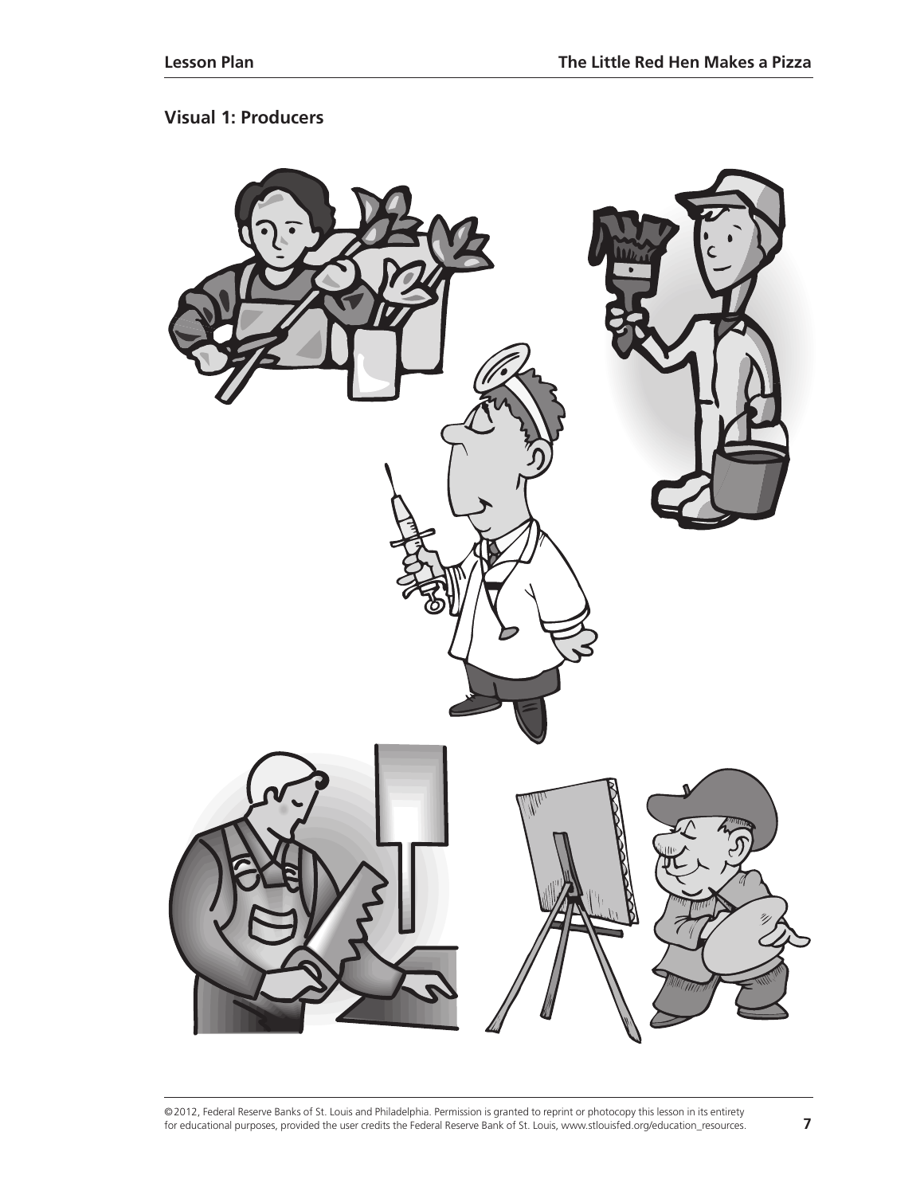## Visual 1: Producers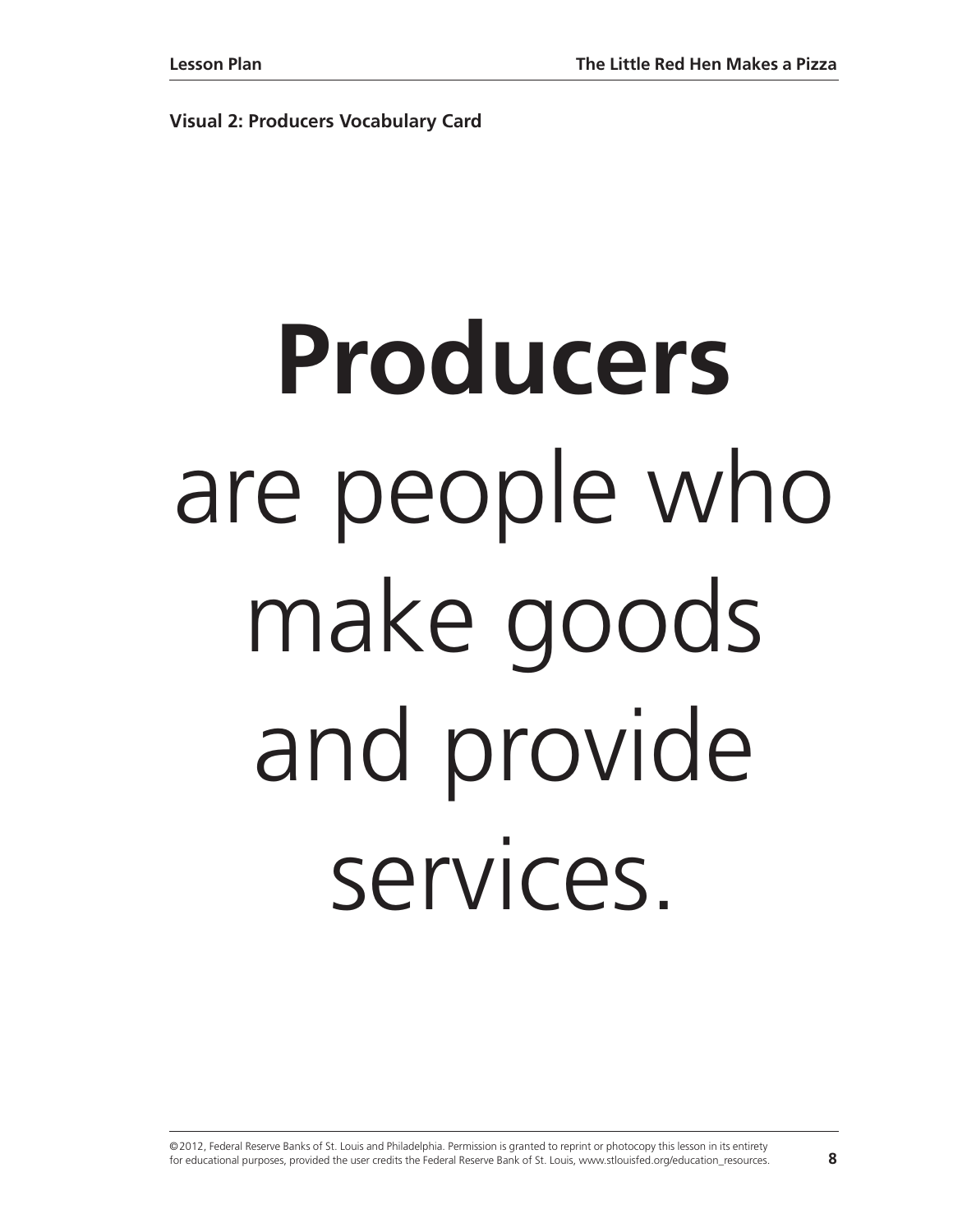**Visual 2: Producers Vocabulary Card**

# **Producers** are people who make goods and provide services.

©2012, Federal Reserve Banks of St. Louis and Philadelphia. Permission is granted to reprint or photocopy this lesson in its entirety for educational purposes, provided the user credits the Federal Reserve Bank of St. Louis, www.stlouisfed.org/education_resources.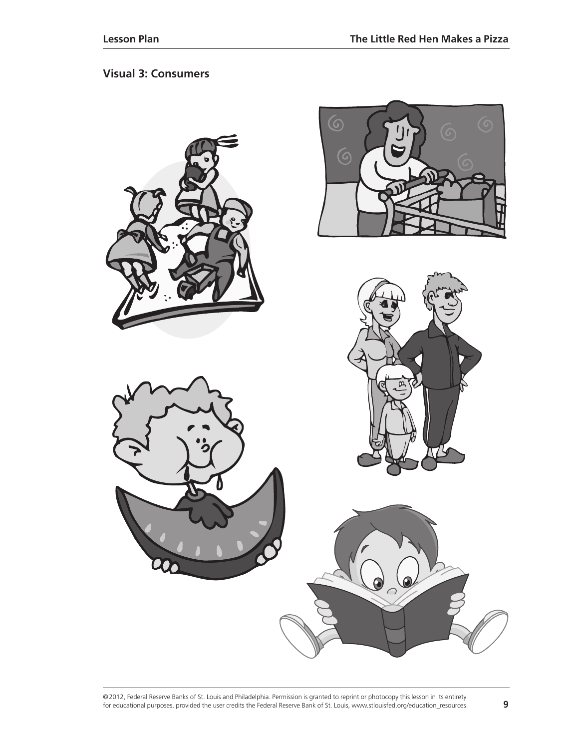## Visual 3: Consumers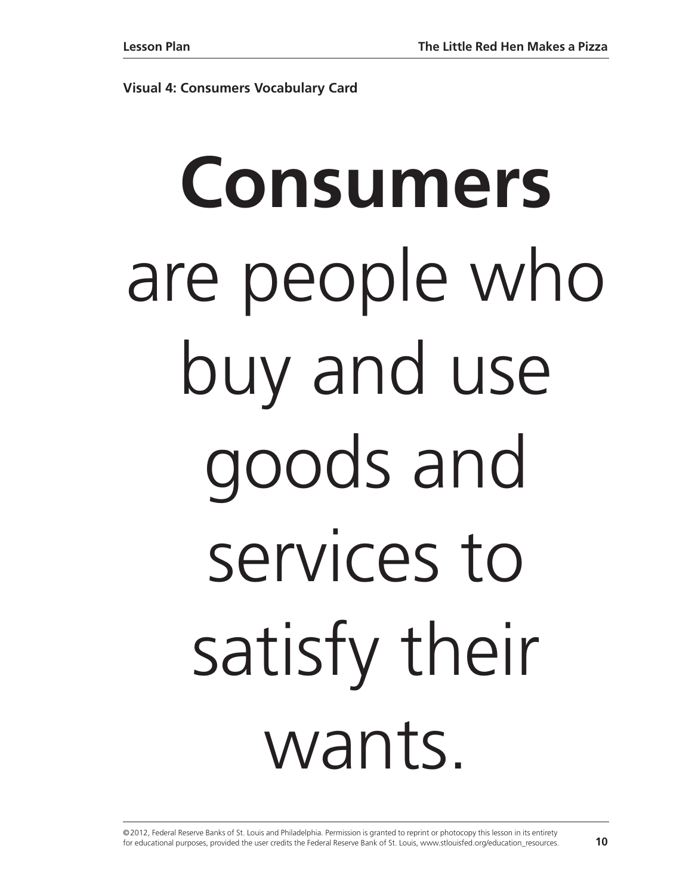**Visual 4: Consumers Vocabulary Card**

# Consumers

are people who buy and use goods and services to satisfy their wants.

©2012, Federal Reserve Banks of St. Louis and Philadelphia. Permission is granted to reprint or photocopy this lesson in its entirety for educational purposes, provided the user credits the Federal Reserve Bank of St. Louis, www.stlouisfed.org/education_resources.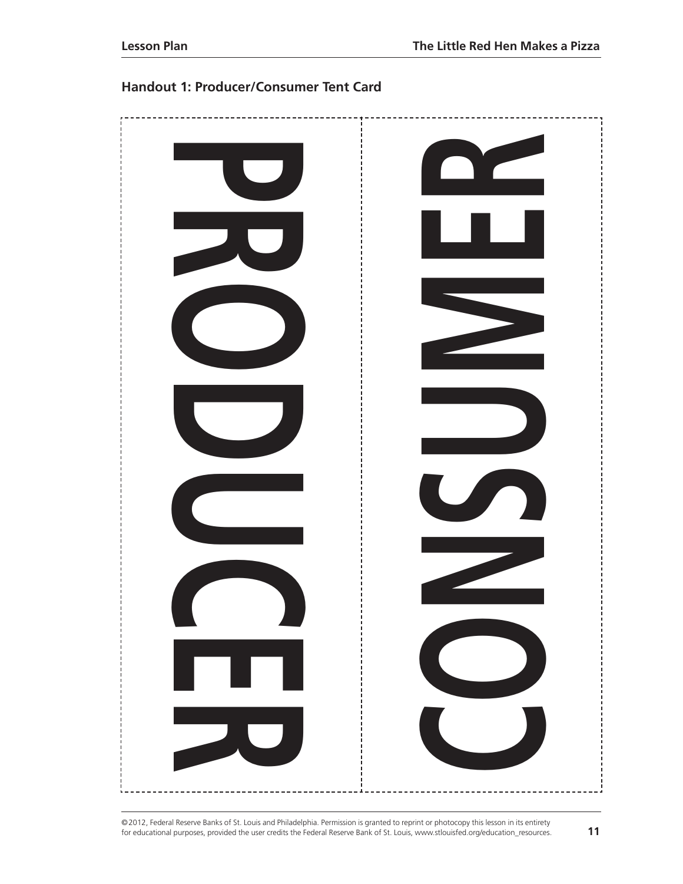## Handout 1: Producer/Consumer Tent Card

PRODUCER

CONSUMER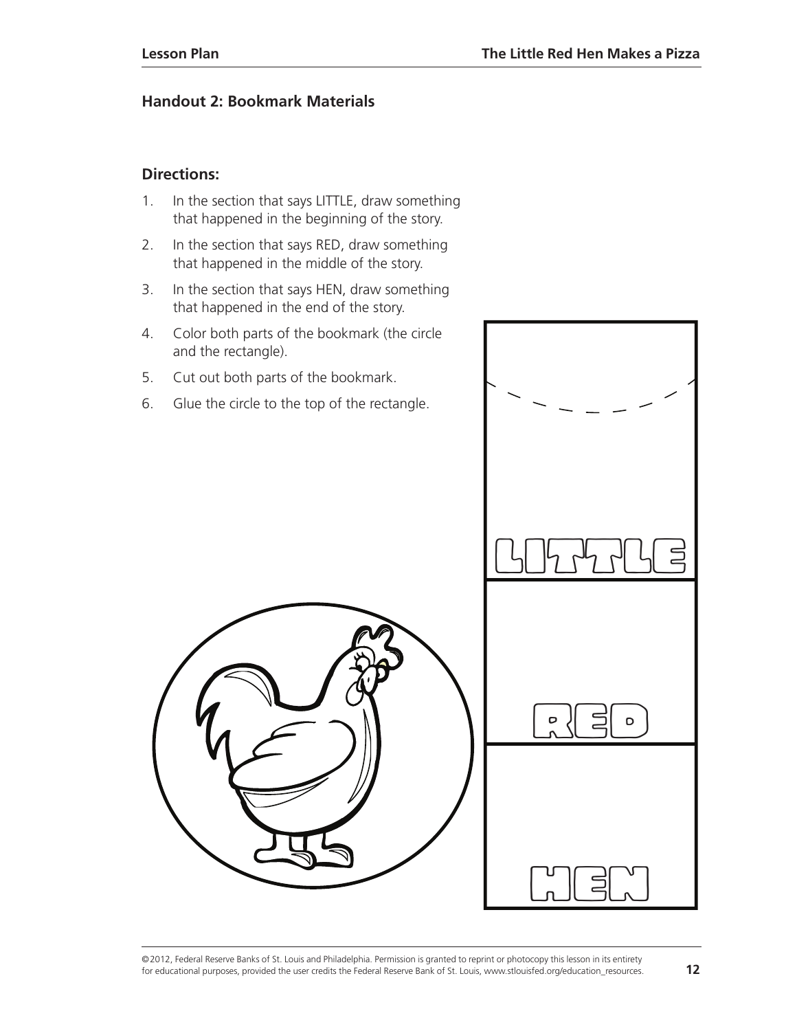## Handout 2: Bookmark Materials

### Directions:

1. In the section that says LITTLE, draw something that happened in the beginning of the story.
2. In the section that says RED, draw something that happened in the middle of the story.
3. In the section that says HEN, draw something that happened in the end of the story.
4. Color both parts of the bookmark (the circle and the rectangle).
5. Cut out both parts of the bookmark.
6. Glue the circle to the top of the rectangle.

LITTLE

RED

HEN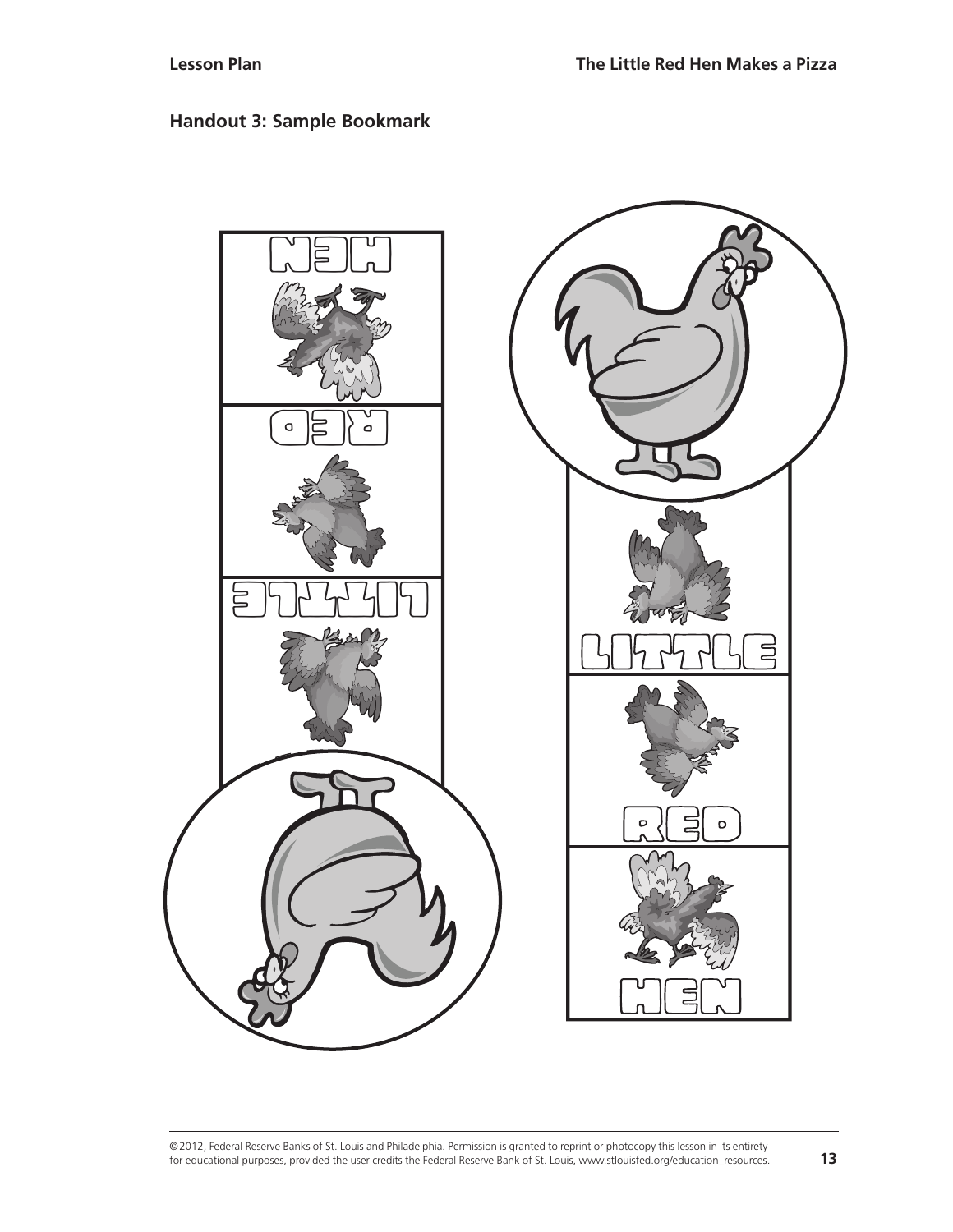## Handout 3: Sample Bookmark

LITTLE

RED

HEN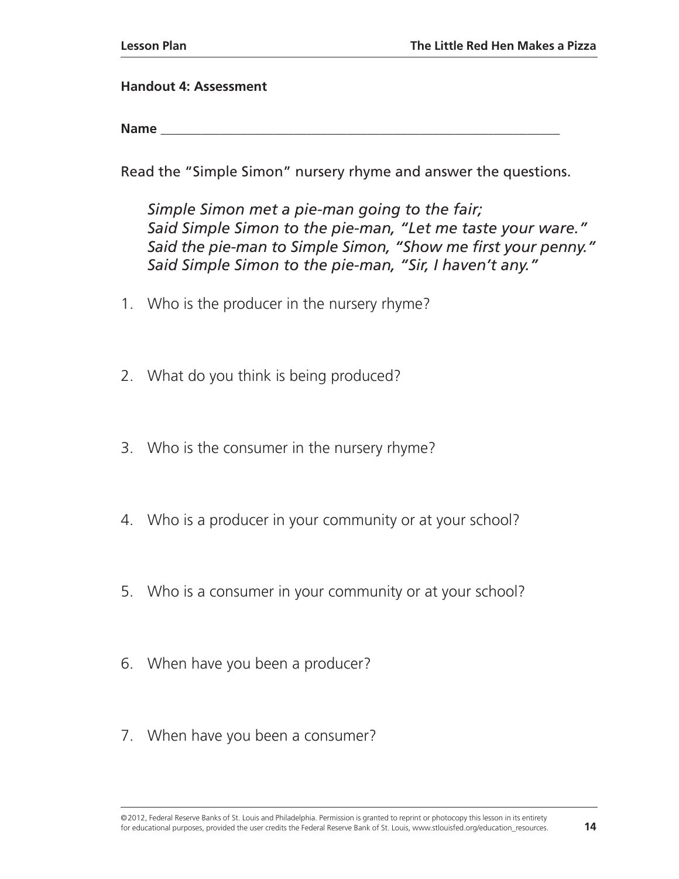**Handout 4: Assessment**

**Name** ____________________________________________________________

Read the "Simple Simon" nursery rhyme and answer the questions.

> *Simple Simon met a pie-man going to the fair;*
> *Said Simple Simon to the pie-man, "Let me taste your ware."*
> *Said the pie-man to Simple Simon, "Show me first your penny."*
> *Said Simple Simon to the pie-man, "Sir, I haven't any."*

1. Who is the producer in the nursery rhyme?

2. What do you think is being produced?

3. Who is the consumer in the nursery rhyme?

4. Who is a producer in your community or at your school?

5. Who is a consumer in your community or at your school?

6. When have you been a producer?

7. When have you been a consumer?

©2012, Federal Reserve Banks of St. Louis and Philadelphia. Permission is granted to reprint or photocopy this lesson in its entirety for educational purposes, provided the user credits the Federal Reserve Bank of St. Louis, www.stlouisfed.org/education_resources.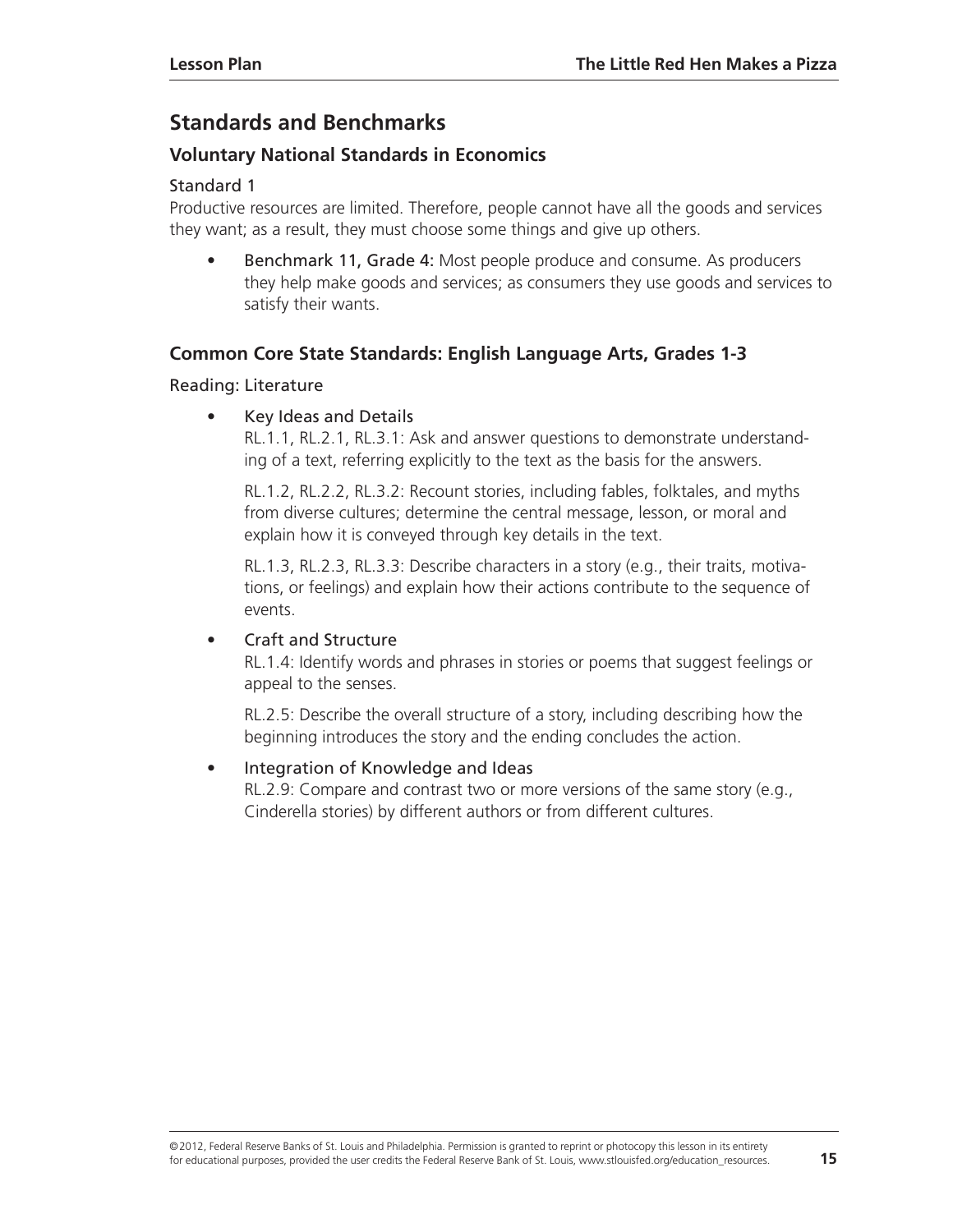## Standards and Benchmarks

### Voluntary National Standards in Economics

Standard 1

Productive resources are limited. Therefore, people cannot have all the goods and services they want; as a result, they must choose some things and give up others.

- Benchmark 11, Grade 4: Most people produce and consume. As producers they help make goods and services; as consumers they use goods and services to satisfy their wants.

### Common Core State Standards: English Language Arts, Grades 1-3

Reading: Literature

- Key Ideas and Details

  RL.1.1, RL.2.1, RL.3.1: Ask and answer questions to demonstrate understanding of a text, referring explicitly to the text as the basis for the answers.

  RL.1.2, RL.2.2, RL.3.2: Recount stories, including fables, folktales, and myths from diverse cultures; determine the central message, lesson, or moral and explain how it is conveyed through key details in the text.

  RL.1.3, RL.2.3, RL.3.3: Describe characters in a story (e.g., their traits, motivations, or feelings) and explain how their actions contribute to the sequence of events.

- Craft and Structure

  RL.1.4: Identify words and phrases in stories or poems that suggest feelings or appeal to the senses.

  RL.2.5: Describe the overall structure of a story, including describing how the beginning introduces the story and the ending concludes the action.

- Integration of Knowledge and Ideas

  RL.2.9: Compare and contrast two or more versions of the same story (e.g., Cinderella stories) by different authors or from different cultures.

©2012, Federal Reserve Banks of St. Louis and Philadelphia. Permission is granted to reprint or photocopy this lesson in its entirety for educational purposes, provided the user credits the Federal Reserve Bank of St. Louis, www.stlouisfed.org/education_resources.